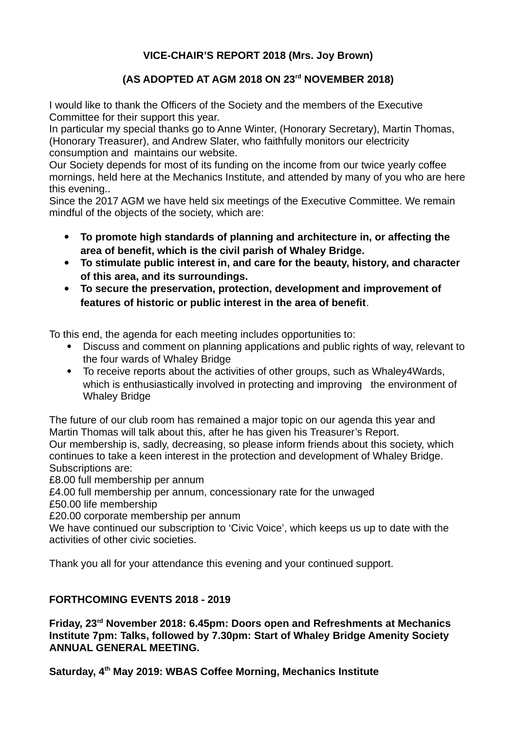**VICE-CHAIR'S REPORT 2018 (Mrs. Joy Brown)**

**(AS ADOPTED AT AGM 2018 ON 23rd NOVEMBER 2018)**

I would like to thank the Officers of the Society and the members of the Executive Committee for their support this year.
In particular my special thanks go to Anne Winter, (Honorary Secretary), Martin Thomas, (Honorary Treasurer), and Andrew Slater, who faithfully monitors our electricity consumption and maintains our website.
Our Society depends for most of its funding on the income from our twice yearly coffee mornings, held here at the Mechanics Institute, and attended by many of you who are here this evening..
Since the 2017 AGM we have held six meetings of the Executive Committee. We remain mindful of the objects of the society, which are:

- **To promote high standards of planning and architecture in, or affecting the area of benefit, which is the civil parish of Whaley Bridge.**
- **To stimulate public interest in, and care for the beauty, history, and character of this area, and its surroundings.**
- **To secure the preservation, protection, development and improvement of features of historic or public interest in the area of benefit**.

To this end, the agenda for each meeting includes opportunities to:

- Discuss and comment on planning applications and public rights of way, relevant to the four wards of Whaley Bridge
- To receive reports about the activities of other groups, such as Whaley4Wards, which is enthusiastically involved in protecting and improving the environment of Whaley Bridge

The future of our club room has remained a major topic on our agenda this year and Martin Thomas will talk about this, after he has given his Treasurer's Report.
Our membership is, sadly, decreasing, so please inform friends about this society, which continues to take a keen interest in the protection and development of Whaley Bridge.
Subscriptions are:
£8.00 full membership per annum
£4.00 full membership per annum, concessionary rate for the unwaged
£50.00 life membership
£20.00 corporate membership per annum
We have continued our subscription to 'Civic Voice', which keeps us up to date with the activities of other civic societies.

Thank you all for your attendance this evening and your continued support.

**FORTHCOMING EVENTS 2018 - 2019**

**Friday, 23rd November 2018: 6.45pm: Doors open and Refreshments at Mechanics Institute 7pm: Talks, followed by 7.30pm: Start of Whaley Bridge Amenity Society ANNUAL GENERAL MEETING.**

**Saturday, 4th May 2019: WBAS Coffee Morning, Mechanics Institute**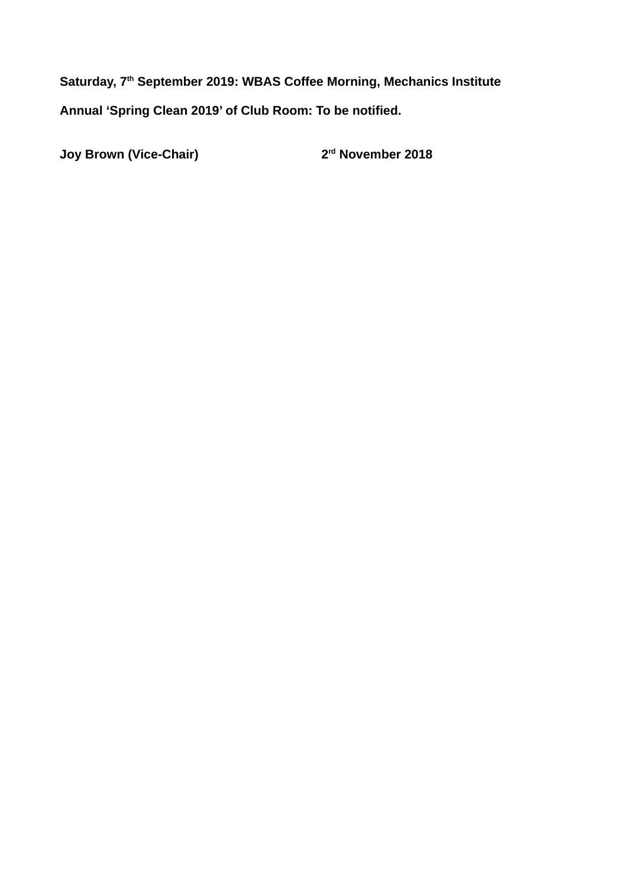**Saturday, 7th September 2019: WBAS Coffee Morning, Mechanics Institute**

**Annual 'Spring Clean 2019' of Club Room: To be notified.**

**Joy Brown (Vice-Chair)** **2rd November 2018**